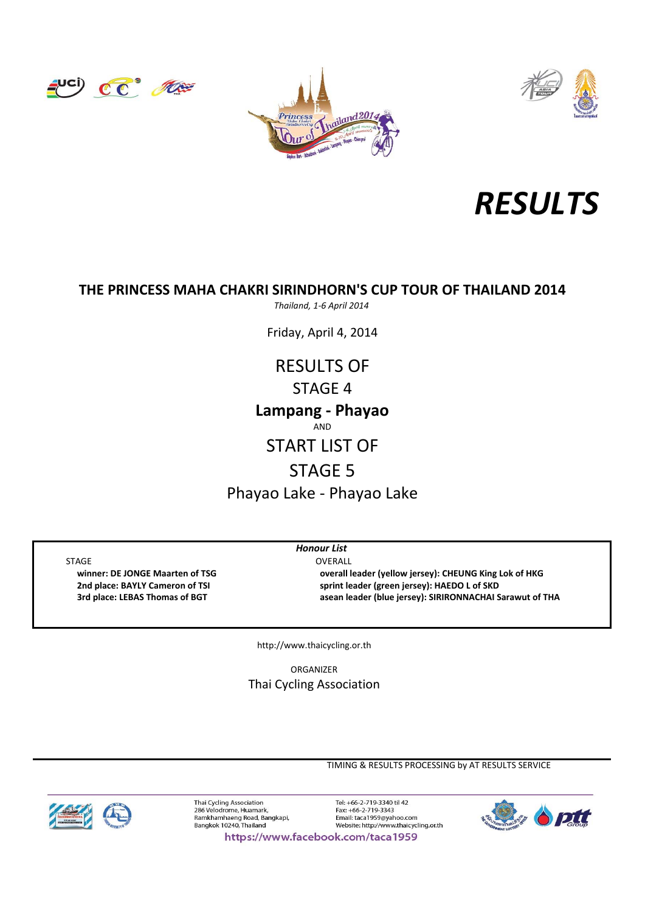# RESULTS

## THE PRINCESS MAHA CHAKRI SIRINDHORN'S CUP TOUR OF THAILAND 2014

*Thailand, 1-6 April 2014*

Friday, April 4, 2014

RESULTS OF

STAGE 4

**Lampang - Phayao**

AND

START LIST OF

STAGE 5

Phayao Lake - Phayao Lake

***Honour List***

STAGE

**winner: DE JONGE Maarten of TSG**
**2nd place: BAYLY Cameron of TSI**
**3rd place: LEBAS Thomas of BGT**

OVERALL

**overall leader (yellow jersey): CHEUNG King Lok of HKG**
**sprint leader (green jersey): HAEDO L of SKD**
**asean leader (blue jersey): SIRIRONNACHAI Sarawut of THA**

http://www.thaicycling.or.th

ORGANIZER

Thai Cycling Association

TIMING & RESULTS PROCESSING by AT RESULTS SERVICE

Thai Cycling Association
286 Velodrome, Huamark,
Ramkhamhaeng Road, Bangkapi,
Bangkok 10240, Thailand

Tel: +66-2-719-3340 til 42
Fax: +66-2-719-3343
Email: taca1959@yahoo.com
Website: http://www.thaicycling.or.th

https://www.facebook.com/taca1959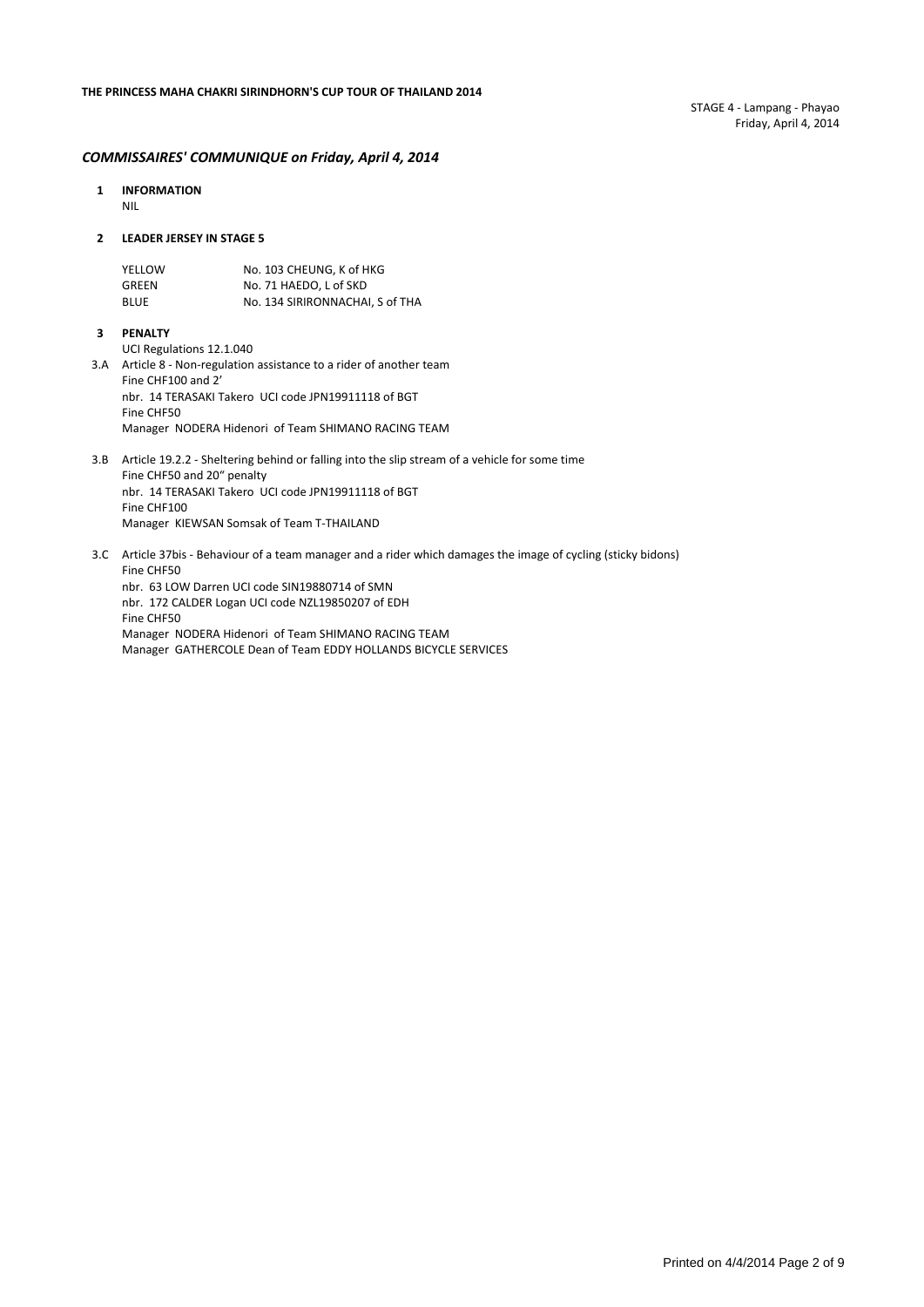**THE PRINCESS MAHA CHAKRI SIRINDHORN'S CUP TOUR OF THAILAND 2014**

STAGE 4 - Lampang - Phayao
Friday, April 4, 2014

## *COMMISSAIRES' COMMUNIQUE on Friday, April 4, 2014*

**1 INFORMATION**

NIL

**2 LEADER JERSEY IN STAGE 5**

| | |
|---|---|
| YELLOW | No. 103 CHEUNG, K of HKG |
| GREEN | No. 71 HAEDO, L of SKD |
| BLUE | No. 134 SIRIRONNACHAI, S of THA |

**3 PENALTY**

UCI Regulations 12.1.040

3.A Article 8 - Non-regulation assistance to a rider of another team
Fine CHF100 and 2'
nbr. 14 TERASAKI Takero UCI code JPN19911118 of BGT
Fine CHF50
Manager NODERA Hidenori of Team SHIMANO RACING TEAM

3.B Article 19.2.2 - Sheltering behind or falling into the slip stream of a vehicle for some time
Fine CHF50 and 20" penalty
nbr. 14 TERASAKI Takero UCI code JPN19911118 of BGT
Fine CHF100
Manager KIEWSAN Somsak of Team T-THAILAND

3.C Article 37bis - Behaviour of a team manager and a rider which damages the image of cycling (sticky bidons)
Fine CHF50
nbr. 63 LOW Darren UCI code SIN19880714 of SMN
nbr. 172 CALDER Logan UCI code NZL19850207 of EDH
Fine CHF50
Manager NODERA Hidenori of Team SHIMANO RACING TEAM
Manager GATHERCOLE Dean of Team EDDY HOLLANDS BICYCLE SERVICES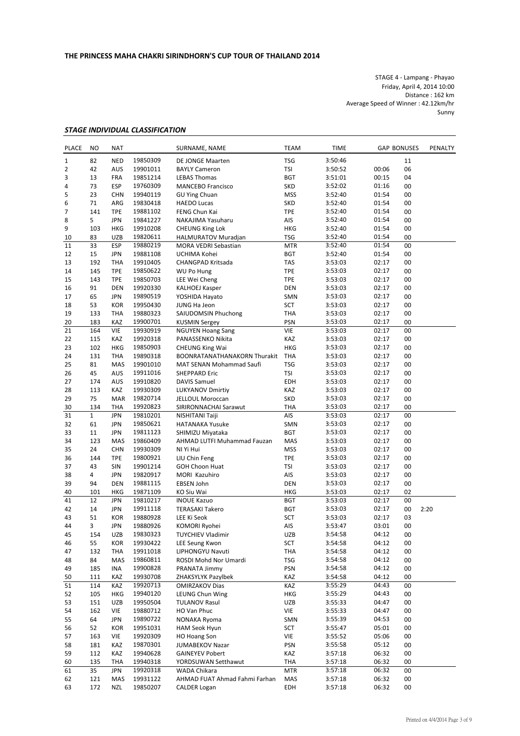**THE PRINCESS MAHA CHAKRI SIRINDHORN'S CUP TOUR OF THAILAND 2014**

STAGE 4 - Lampang - Phayao
Friday, April 4, 2014 10:00
Distance : 162 km
Average Speed of Winner : 42.12km/hr
Sunny

***STAGE INDIVIDUAL CLASSIFICATION***

| PLACE | NO | NAT | | SURNAME, NAME | TEAM | TIME | GAP | BONUSES | PENALTY |
|---|---|---|---|---|---|---|---|---|---|
| 1 | 82 | NED | 19850309 | DE JONGE Maarten | TSG | 3:50:46 | | 11 | |
| 2 | 42 | AUS | 19901011 | BAYLY Cameron | TSI | 3:50:52 | 00:06 | 06 | |
| 3 | 13 | FRA | 19851214 | LEBAS Thomas | BGT | 3:51:01 | 00:15 | 04 | |
| 4 | 73 | ESP | 19760309 | MANCEBO Francisco | SKD | 3:52:02 | 01:16 | 00 | |
| 5 | 23 | CHN | 19940119 | GU Ying Chuan | MSS | 3:52:40 | 01:54 | 00 | |
| 6 | 71 | ARG | 19830418 | HAEDO Lucas | SKD | 3:52:40 | 01:54 | 00 | |
| 7 | 141 | TPE | 19881102 | FENG Chun Kai | TPE | 3:52:40 | 01:54 | 00 | |
| 8 | 5 | JPN | 19841227 | NAKAJIMA Yasuharu | AIS | 3:52:40 | 01:54 | 00 | |
| 9 | 103 | HKG | 19910208 | CHEUNG King Lok | HKG | 3:52:40 | 01:54 | 00 | |
| 10 | 83 | UZB | 19820611 | HALMURATOV Muradjan | TSG | 3:52:40 | 01:54 | 00 | |
| 11 | 33 | ESP | 19880219 | MORA VEDRI Sebastian | MTR | 3:52:40 | 01:54 | 00 | |
| 12 | 15 | JPN | 19881108 | UCHIMA Kohei | BGT | 3:52:40 | 01:54 | 00 | |
| 13 | 192 | THA | 19910405 | CHANGPAD Kritsada | TAS | 3:53:03 | 02:17 | 00 | |
| 14 | 145 | TPE | 19850622 | WU Po Hung | TPE | 3:53:03 | 02:17 | 00 | |
| 15 | 143 | TPE | 19850703 | LEE Wei Cheng | TPE | 3:53:03 | 02:17 | 00 | |
| 16 | 91 | DEN | 19920330 | KALHOEJ Kasper | DEN | 3:53:03 | 02:17 | 00 | |
| 17 | 65 | JPN | 19890519 | YOSHIDA Hayato | SMN | 3:53:03 | 02:17 | 00 | |
| 18 | 53 | KOR | 19950430 | JUNG Ha Jeon | SCT | 3:53:03 | 02:17 | 00 | |
| 19 | 133 | THA | 19880323 | SAIUDOMSIN Phuchong | THA | 3:53:03 | 02:17 | 00 | |
| 20 | 183 | KAZ | 19900701 | KUSMIN Sergey | PSN | 3:53:03 | 02:17 | 00 | |
| 21 | 164 | VIE | 19930919 | NGUYEN Hoang Sang | VIE | 3:53:03 | 02:17 | 00 | |
| 22 | 115 | KAZ | 19920318 | PANASSENKO Nikita | KAZ | 3:53:03 | 02:17 | 00 | |
| 23 | 102 | HKG | 19850903 | CHEUNG King Wai | HKG | 3:53:03 | 02:17 | 00 | |
| 24 | 131 | THA | 19890318 | BOONRATANATHANAKORN Thurakit | THA | 3:53:03 | 02:17 | 00 | |
| 25 | 81 | MAS | 19901010 | MAT SENAN Mohammad Saufi | TSG | 3:53:03 | 02:17 | 00 | |
| 26 | 45 | AUS | 19911016 | SHEPPARD Eric | TSI | 3:53:03 | 02:17 | 00 | |
| 27 | 174 | AUS | 19910820 | DAVIS Samuel | EDH | 3:53:03 | 02:17 | 00 | |
| 28 | 113 | KAZ | 19930309 | LUKYANOV Dmirtiy | KAZ | 3:53:03 | 02:17 | 00 | |
| 29 | 75 | MAR | 19820714 | JELLOUL Moroccan | SKD | 3:53:03 | 02:17 | 00 | |
| 30 | 134 | THA | 19920823 | SIRIRONNACHAI Sarawut | THA | 3:53:03 | 02:17 | 00 | |
| 31 | 1 | JPN | 19810201 | NISHITANI Taiji | AIS | 3:53:03 | 02:17 | 00 | |
| 32 | 61 | JPN | 19850621 | HATANAKA Yusuke | SMN | 3:53:03 | 02:17 | 00 | |
| 33 | 11 | JPN | 19811123 | SHIMIZU Miyataka | BGT | 3:53:03 | 02:17 | 00 | |
| 34 | 123 | MAS | 19860409 | AHMAD LUTFI Muhammad Fauzan | MAS | 3:53:03 | 02:17 | 00 | |
| 35 | 24 | CHN | 19930309 | NI Yi Hui | MSS | 3:53:03 | 02:17 | 00 | |
| 36 | 144 | TPE | 19800921 | LIU Chin Feng | TPE | 3:53:03 | 02:17 | 00 | |
| 37 | 43 | SIN | 19901214 | GOH Choon Huat | TSI | 3:53:03 | 02:17 | 00 | |
| 38 | 4 | JPN | 19820917 | MORI Kazuhiro | AIS | 3:53:03 | 02:17 | 00 | |
| 39 | 94 | DEN | 19881115 | EBSEN John | DEN | 3:53:03 | 02:17 | 00 | |
| 40 | 101 | HKG | 19871109 | KO Siu Wai | HKG | 3:53:03 | 02:17 | 02 | |
| 41 | 12 | JPN | 19810217 | INOUE Kazuo | BGT | 3:53:03 | 02:17 | 00 | |
| 42 | 14 | JPN | 19911118 | TERASAKI Takero | BGT | 3:53:03 | 02:17 | 00 | 2:20 |
| 43 | 51 | KOR | 19880928 | LEE Ki Seok | SCT | 3:53:03 | 02:17 | 03 | |
| 44 | 3 | JPN | 19880926 | KOMORI Ryohei | AIS | 3:53:47 | 03:01 | 00 | |
| 45 | 154 | UZB | 19830323 | TUYCHIEV Vladimir | UZB | 3:54:58 | 04:12 | 00 | |
| 46 | 55 | KOR | 19930422 | LEE Seung Kwon | SCT | 3:54:58 | 04:12 | 00 | |
| 47 | 132 | THA | 19911018 | LIPHONGYU Navuti | THA | 3:54:58 | 04:12 | 00 | |
| 48 | 84 | MAS | 19860811 | ROSDI Mohd Nor Umardi | TSG | 3:54:58 | 04:12 | 00 | |
| 49 | 185 | INA | 19900828 | PRANATA Jimmy | PSN | 3:54:58 | 04:12 | 00 | |
| 50 | 111 | KAZ | 19930708 | ZHAKSYLYK Pazylbek | KAZ | 3:54:58 | 04:12 | 00 | |
| 51 | 114 | KAZ | 19920713 | OMIRZAKOV Dias | KAZ | 3:55:29 | 04:43 | 00 | |
| 52 | 105 | HKG | 19940120 | LEUNG Chun Wing | HKG | 3:55:29 | 04:43 | 00 | |
| 53 | 151 | UZB | 19950504 | TULANOV Rasul | UZB | 3:55:33 | 04:47 | 00 | |
| 54 | 162 | VIE | 19880712 | HO Van Phuc | VIE | 3:55:33 | 04:47 | 00 | |
| 55 | 64 | JPN | 19890722 | NONAKA Ryoma | SMN | 3:55:39 | 04:53 | 00 | |
| 56 | 52 | KOR | 19951031 | HAM Seok Hyun | SCT | 3:55:47 | 05:01 | 00 | |
| 57 | 163 | VIE | 19920309 | HO Hoang Son | VIE | 3:55:52 | 05:06 | 00 | |
| 58 | 181 | KAZ | 19870301 | JUMABEKOV Nazar | PSN | 3:55:58 | 05:12 | 00 | |
| 59 | 112 | KAZ | 19940628 | GAINEYEV Pobert | KAZ | 3:57:18 | 06:32 | 00 | |
| 60 | 135 | THA | 19940318 | YORDSUWAN Setthawut | THA | 3:57:18 | 06:32 | 00 | |
| 61 | 35 | JPN | 19920318 | WADA Chikara | MTR | 3:57:18 | 06:32 | 00 | |
| 62 | 121 | MAS | 19931122 | AHMAD FUAT Ahmad Fahmi Farhan | MAS | 3:57:18 | 06:32 | 00 | |
| 63 | 172 | NZL | 19850207 | CALDER Logan | EDH | 3:57:18 | 06:32 | 00 | |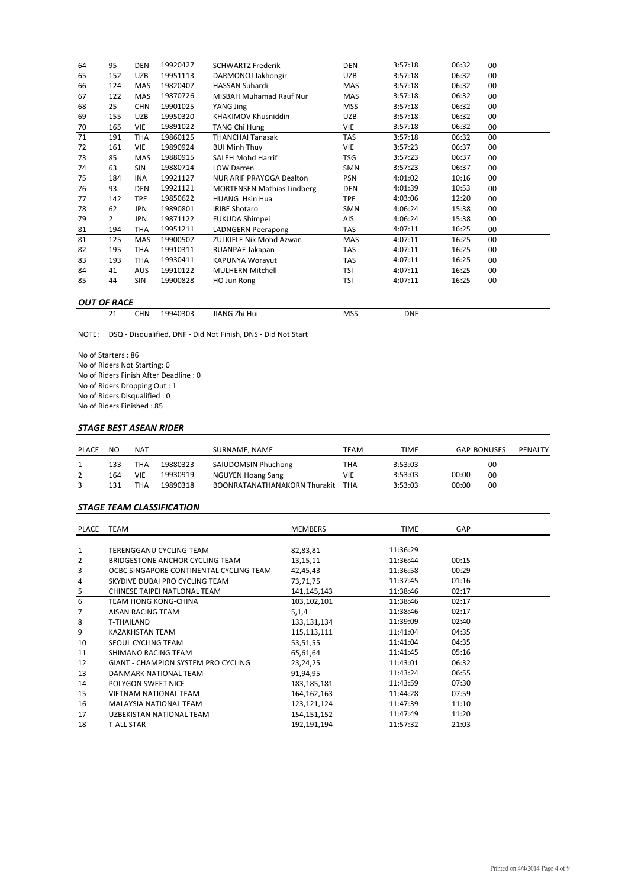| | | | | | | | | | |
|---|---|---|---|---|---|---|---|---|---|
| 64 | 95 | DEN | 19920427 | SCHWARTZ Frederik | DEN | 3:57:18 | 06:32 | 00 | |
| 65 | 152 | UZB | 19951113 | DARMONOJ Jakhongir | UZB | 3:57:18 | 06:32 | 00 | |
| 66 | 124 | MAS | 19820407 | HASSAN Suhardi | MAS | 3:57:18 | 06:32 | 00 | |
| 67 | 122 | MAS | 19870726 | MISBAH Muhamad Rauf Nur | MAS | 3:57:18 | 06:32 | 00 | |
| 68 | 25 | CHN | 19901025 | YANG Jing | MSS | 3:57:18 | 06:32 | 00 | |
| 69 | 155 | UZB | 19950320 | KHAKIMOV Khusniddin | UZB | 3:57:18 | 06:32 | 00 | |
| 70 | 165 | VIE | 19891022 | TANG Chi Hung | VIE | 3:57:18 | 06:32 | 00 | |
| 71 | 191 | THA | 19860125 | THANCHAI Tanasak | TAS | 3:57:18 | 06:32 | 00 | |
| 72 | 161 | VIE | 19890924 | BUI Minh Thuy | VIE | 3:57:23 | 06:37 | 00 | |
| 73 | 85 | MAS | 19880915 | SALEH Mohd Harrif | TSG | 3:57:23 | 06:37 | 00 | |
| 74 | 63 | SIN | 19880714 | LOW Darren | SMN | 3:57:23 | 06:37 | 00 | |
| 75 | 184 | INA | 19921127 | NUR ARIF PRAYOGA Dealton | PSN | 4:01:02 | 10:16 | 00 | |
| 76 | 93 | DEN | 19921121 | MORTENSEN Mathias Lindberg | DEN | 4:01:39 | 10:53 | 00 | |
| 77 | 142 | TPE | 19850622 | HUANG Hsin Hua | TPE | 4:03:06 | 12:20 | 00 | |
| 78 | 62 | JPN | 19890801 | IRIBE Shotaro | SMN | 4:06:24 | 15:38 | 00 | |
| 79 | 2 | JPN | 19871122 | FUKUDA Shimpei | AIS | 4:06:24 | 15:38 | 00 | |
| 81 | 194 | THA | 19951211 | LADNGERN Peerapong | TAS | 4:07:11 | 16:25 | 00 | |
| 81 | 125 | MAS | 19900507 | ZULKIFLE Nik Mohd Azwan | MAS | 4:07:11 | 16:25 | 00 | |
| 82 | 195 | THA | 19910311 | RUANPAE Jakapan | TAS | 4:07:11 | 16:25 | 00 | |
| 83 | 193 | THA | 19930411 | KAPUNYA Worayut | TAS | 4:07:11 | 16:25 | 00 | |
| 84 | 41 | AUS | 19910122 | MULHERN Mitchell | TSI | 4:07:11 | 16:25 | 00 | |
| 85 | 44 | SIN | 19900828 | HO Jun Rong | TSI | 4:07:11 | 16:25 | 00 | |

### *OUT OF RACE*

| | | | | | | |
|---|---|---|---|---|---|---|
| | 21 | CHN | 19940303 | JIANG Zhi Hui | MSS | DNF |

NOTE: DSQ - Disqualified, DNF - Did Not Finish, DNS - Did Not Start

No of Starters : 86
No of Riders Not Starting: 0
No of Riders Finish After Deadline : 0
No of Riders Dropping Out : 1
No of Riders Disqualified : 0
No of Riders Finished : 85

### *STAGE BEST ASEAN RIDER*

| PLACE | NO | NAT | | SURNAME, NAME | TEAM | TIME | GAP | BONUSES | PENALTY |
|---|---|---|---|---|---|---|---|---|---|
| 1 | 133 | THA | 19880323 | SAIUDOMSIN Phuchong | THA | 3:53:03 | | 00 | |
| 2 | 164 | VIE | 19930919 | NGUYEN Hoang Sang | VIE | 3:53:03 | 00:00 | 00 | |
| 3 | 131 | THA | 19890318 | BOONRATANATHANAKORN Thurakit | THA | 3:53:03 | 00:00 | 00 | |

### *STAGE TEAM CLASSIFICATION*

| PLACE | TEAM | MEMBERS | TIME | GAP |
|---|---|---|---|---|
| 1 | TERENGGANU CYCLING TEAM | 82,83,81 | 11:36:29 | |
| 2 | BRIDGESTONE ANCHOR CYCLING TEAM | 13,15,11 | 11:36:44 | 00:15 |
| 3 | OCBC SINGAPORE CONTINENTAL CYCLING TEAM | 42,45,43 | 11:36:58 | 00:29 |
| 4 | SKYDIVE DUBAI PRO CYCLING TEAM | 73,71,75 | 11:37:45 | 01:16 |
| 5 | CHINESE TAIPEI NATLONAL TEAM | 141,145,143 | 11:38:46 | 02:17 |
| 6 | TEAM HONG KONG-CHINA | 103,102,101 | 11:38:46 | 02:17 |
| 7 | AISAN RACING TEAM | 5,1,4 | 11:38:46 | 02:17 |
| 8 | T-THAILAND | 133,131,134 | 11:39:09 | 02:40 |
| 9 | KAZAKHSTAN TEAM | 115,113,111 | 11:41:04 | 04:35 |
| 10 | SEOUL CYCLING TEAM | 53,51,55 | 11:41:04 | 04:35 |
| 11 | SHIMANO RACING TEAM | 65,61,64 | 11:41:45 | 05:16 |
| 12 | GIANT - CHAMPION SYSTEM PRO CYCLING | 23,24,25 | 11:43:01 | 06:32 |
| 13 | DANMARK NATIONAL TEAM | 91,94,95 | 11:43:24 | 06:55 |
| 14 | POLYGON SWEET NICE | 183,185,181 | 11:43:59 | 07:30 |
| 15 | VIETNAM NATIONAL TEAM | 164,162,163 | 11:44:28 | 07:59 |
| 16 | MALAYSIA NATIONAL TEAM | 123,121,124 | 11:47:39 | 11:10 |
| 17 | UZBEKISTAN NATIONAL TEAM | 154,151,152 | 11:47:49 | 11:20 |
| 18 | T-ALL STAR | 192,191,194 | 11:57:32 | 21:03 |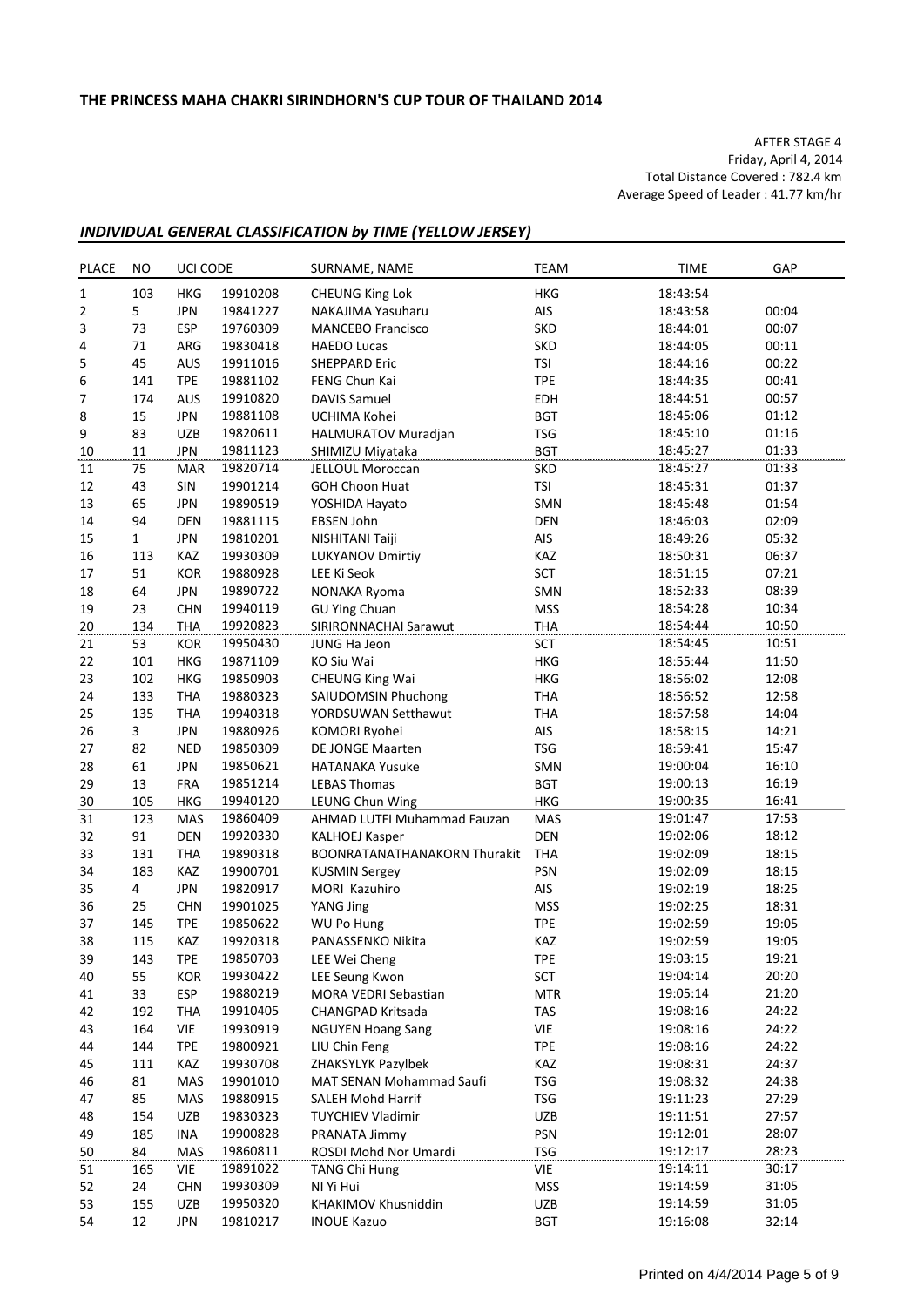**THE PRINCESS MAHA CHAKRI SIRINDHORN'S CUP TOUR OF THAILAND 2014**

AFTER STAGE 4
Friday, April 4, 2014
Total Distance Covered : 782.4 km
Average Speed of Leader : 41.77 km/hr

## *INDIVIDUAL GENERAL CLASSIFICATION by TIME (YELLOW JERSEY)*

| PLACE | NO | UCI CODE | | SURNAME, NAME | TEAM | TIME | GAP |
|---|---|---|---|---|---|---|---|
| 1 | 103 | HKG | 19910208 | CHEUNG King Lok | HKG | 18:43:54 | |
| 2 | 5 | JPN | 19841227 | NAKAJIMA Yasuharu | AIS | 18:43:58 | 00:04 |
| 3 | 73 | ESP | 19760309 | MANCEBO Francisco | SKD | 18:44:01 | 00:07 |
| 4 | 71 | ARG | 19830418 | HAEDO Lucas | SKD | 18:44:05 | 00:11 |
| 5 | 45 | AUS | 19911016 | SHEPPARD Eric | TSI | 18:44:16 | 00:22 |
| 6 | 141 | TPE | 19881102 | FENG Chun Kai | TPE | 18:44:35 | 00:41 |
| 7 | 174 | AUS | 19910820 | DAVIS Samuel | EDH | 18:44:51 | 00:57 |
| 8 | 15 | JPN | 19881108 | UCHIMA Kohei | BGT | 18:45:06 | 01:12 |
| 9 | 83 | UZB | 19820611 | HALMURATOV Muradjan | TSG | 18:45:10 | 01:16 |
| 10 | 11 | JPN | 19811123 | SHIMIZU Miyataka | BGT | 18:45:27 | 01:33 |
| 11 | 75 | MAR | 19820714 | JELLOUL Moroccan | SKD | 18:45:27 | 01:33 |
| 12 | 43 | SIN | 19901214 | GOH Choon Huat | TSI | 18:45:31 | 01:37 |
| 13 | 65 | JPN | 19890519 | YOSHIDA Hayato | SMN | 18:45:48 | 01:54 |
| 14 | 94 | DEN | 19881115 | EBSEN John | DEN | 18:46:03 | 02:09 |
| 15 | 1 | JPN | 19810201 | NISHITANI Taiji | AIS | 18:49:26 | 05:32 |
| 16 | 113 | KAZ | 19930309 | LUKYANOV Dmirtiy | KAZ | 18:50:31 | 06:37 |
| 17 | 51 | KOR | 19880928 | LEE Ki Seok | SCT | 18:51:15 | 07:21 |
| 18 | 64 | JPN | 19890722 | NONAKA Ryoma | SMN | 18:52:33 | 08:39 |
| 19 | 23 | CHN | 19940119 | GU Ying Chuan | MSS | 18:54:28 | 10:34 |
| 20 | 134 | THA | 19920823 | SIRIRONNACHAI Sarawut | THA | 18:54:44 | 10:50 |
| 21 | 53 | KOR | 19950430 | JUNG Ha Jeon | SCT | 18:54:45 | 10:51 |
| 22 | 101 | HKG | 19871109 | KO Siu Wai | HKG | 18:55:44 | 11:50 |
| 23 | 102 | HKG | 19850903 | CHEUNG King Wai | HKG | 18:56:02 | 12:08 |
| 24 | 133 | THA | 19880323 | SAIUDOMSIN Phuchong | THA | 18:56:52 | 12:58 |
| 25 | 135 | THA | 19940318 | YORDSUWAN Setthawut | THA | 18:57:58 | 14:04 |
| 26 | 3 | JPN | 19880926 | KOMORI Ryohei | AIS | 18:58:15 | 14:21 |
| 27 | 82 | NED | 19850309 | DE JONGE Maarten | TSG | 18:59:41 | 15:47 |
| 28 | 61 | JPN | 19850621 | HATANAKA Yusuke | SMN | 19:00:04 | 16:10 |
| 29 | 13 | FRA | 19851214 | LEBAS Thomas | BGT | 19:00:13 | 16:19 |
| 30 | 105 | HKG | 19940120 | LEUNG Chun Wing | HKG | 19:00:35 | 16:41 |
| 31 | 123 | MAS | 19860409 | AHMAD LUTFI Muhammad Fauzan | MAS | 19:01:47 | 17:53 |
| 32 | 91 | DEN | 19920330 | KALHOEJ Kasper | DEN | 19:02:06 | 18:12 |
| 33 | 131 | THA | 19890318 | BOONRATANATHANAKORN Thurakit | THA | 19:02:09 | 18:15 |
| 34 | 183 | KAZ | 19900701 | KUSMIN Sergey | PSN | 19:02:09 | 18:15 |
| 35 | 4 | JPN | 19820917 | MORI Kazuhiro | AIS | 19:02:19 | 18:25 |
| 36 | 25 | CHN | 19901025 | YANG Jing | MSS | 19:02:25 | 18:31 |
| 37 | 145 | TPE | 19850622 | WU Po Hung | TPE | 19:02:59 | 19:05 |
| 38 | 115 | KAZ | 19920318 | PANASSENKO Nikita | KAZ | 19:02:59 | 19:05 |
| 39 | 143 | TPE | 19850703 | LEE Wei Cheng | TPE | 19:03:15 | 19:21 |
| 40 | 55 | KOR | 19930422 | LEE Seung Kwon | SCT | 19:04:14 | 20:20 |
| 41 | 33 | ESP | 19880219 | MORA VEDRI Sebastian | MTR | 19:05:14 | 21:20 |
| 42 | 192 | THA | 19910405 | CHANGPAD Kritsada | TAS | 19:08:16 | 24:22 |
| 43 | 164 | VIE | 19930919 | NGUYEN Hoang Sang | VIE | 19:08:16 | 24:22 |
| 44 | 144 | TPE | 19800921 | LIU Chin Feng | TPE | 19:08:16 | 24:22 |
| 45 | 111 | KAZ | 19930708 | ZHAKSYLYK Pazylbek | KAZ | 19:08:31 | 24:37 |
| 46 | 81 | MAS | 19901010 | MAT SENAN Mohammad Saufi | TSG | 19:08:32 | 24:38 |
| 47 | 85 | MAS | 19880915 | SALEH Mohd Harrif | TSG | 19:11:23 | 27:29 |
| 48 | 154 | UZB | 19830323 | TUYCHIEV Vladimir | UZB | 19:11:51 | 27:57 |
| 49 | 185 | INA | 19900828 | PRANATA Jimmy | PSN | 19:12:01 | 28:07 |
| 50 | 84 | MAS | 19860811 | ROSDI Mohd Nor Umardi | TSG | 19:12:17 | 28:23 |
| 51 | 165 | VIE | 19891022 | TANG Chi Hung | VIE | 19:14:11 | 30:17 |
| 52 | 24 | CHN | 19930309 | NI Yi Hui | MSS | 19:14:59 | 31:05 |
| 53 | 155 | UZB | 19950320 | KHAKIMOV Khusniddin | UZB | 19:14:59 | 31:05 |
| 54 | 12 | JPN | 19810217 | INOUE Kazuo | BGT | 19:16:08 | 32:14 |

Printed on 4/4/2014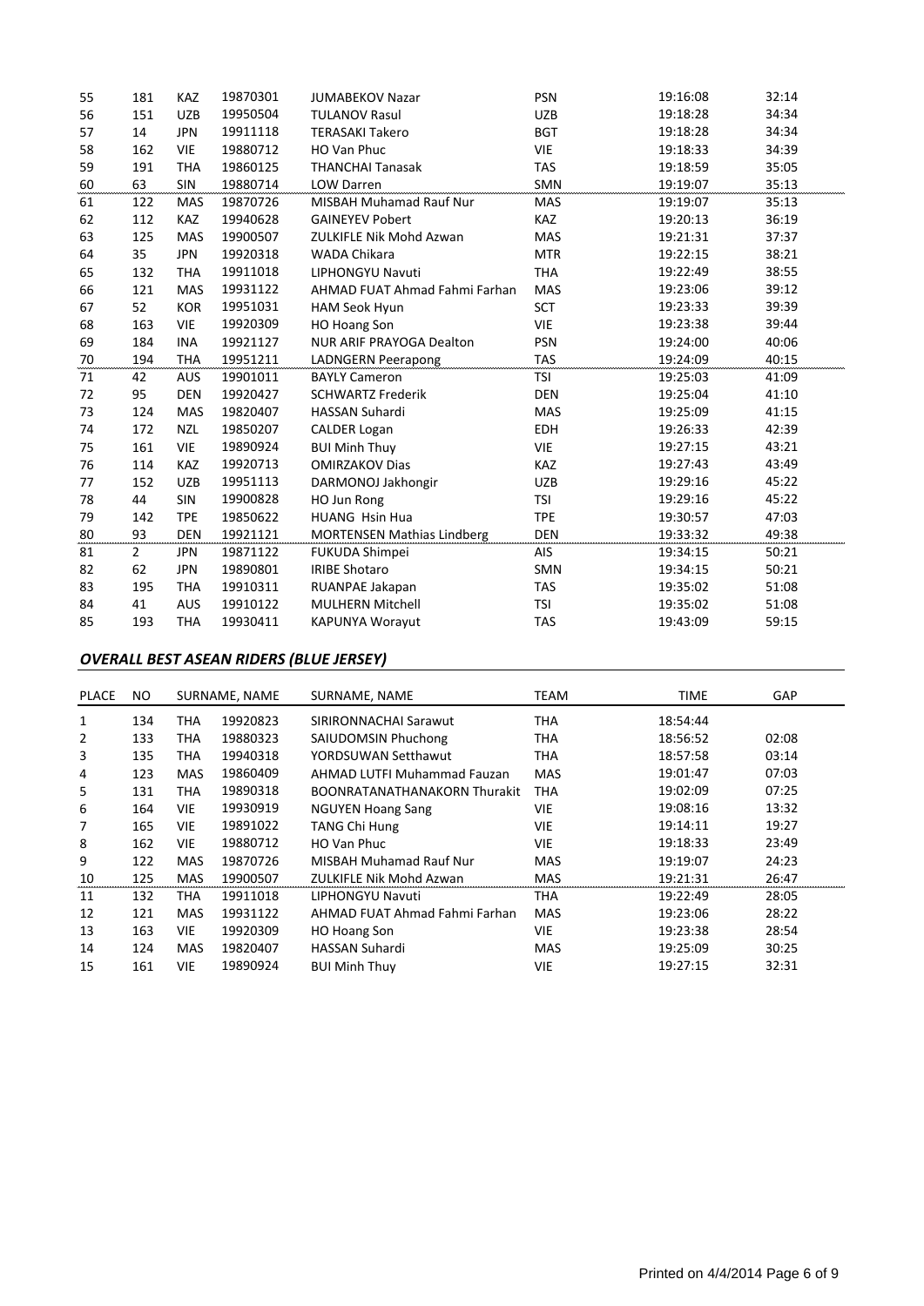| | | | | | | | |
|---|---|---|---|---|---|---|---|
| 55 | 181 | KAZ | 19870301 | JUMABEKOV Nazar | PSN | 19:16:08 | 32:14 |
| 56 | 151 | UZB | 19950504 | TULANOV Rasul | UZB | 19:18:28 | 34:34 |
| 57 | 14 | JPN | 19911118 | TERASAKI Takero | BGT | 19:18:28 | 34:34 |
| 58 | 162 | VIE | 19880712 | HO Van Phuc | VIE | 19:18:33 | 34:39 |
| 59 | 191 | THA | 19860125 | THANCHAI Tanasak | TAS | 19:18:59 | 35:05 |
| 60 | 63 | SIN | 19880714 | LOW Darren | SMN | 19:19:07 | 35:13 |
| 61 | 122 | MAS | 19870726 | MISBAH Muhamad Rauf Nur | MAS | 19:19:07 | 35:13 |
| 62 | 112 | KAZ | 19940628 | GAINEYEV Pobert | KAZ | 19:20:13 | 36:19 |
| 63 | 125 | MAS | 19900507 | ZULKIFLE Nik Mohd Azwan | MAS | 19:21:31 | 37:37 |
| 64 | 35 | JPN | 19920318 | WADA Chikara | MTR | 19:22:15 | 38:21 |
| 65 | 132 | THA | 19911018 | LIPHONGYU Navuti | THA | 19:22:49 | 38:55 |
| 66 | 121 | MAS | 19931122 | AHMAD FUAT Ahmad Fahmi Farhan | MAS | 19:23:06 | 39:12 |
| 67 | 52 | KOR | 19951031 | HAM Seok Hyun | SCT | 19:23:33 | 39:39 |
| 68 | 163 | VIE | 19920309 | HO Hoang Son | VIE | 19:23:38 | 39:44 |
| 69 | 184 | INA | 19921127 | NUR ARIF PRAYOGA Dealton | PSN | 19:24:00 | 40:06 |
| 70 | 194 | THA | 19951211 | LADNGERN Peerapong | TAS | 19:24:09 | 40:15 |
| 71 | 42 | AUS | 19901011 | BAYLY Cameron | TSI | 19:25:03 | 41:09 |
| 72 | 95 | DEN | 19920427 | SCHWARTZ Frederik | DEN | 19:25:04 | 41:10 |
| 73 | 124 | MAS | 19820407 | HASSAN Suhardi | MAS | 19:25:09 | 41:15 |
| 74 | 172 | NZL | 19850207 | CALDER Logan | EDH | 19:26:33 | 42:39 |
| 75 | 161 | VIE | 19890924 | BUI Minh Thuy | VIE | 19:27:15 | 43:21 |
| 76 | 114 | KAZ | 19920713 | OMIRZAKOV Dias | KAZ | 19:27:43 | 43:49 |
| 77 | 152 | UZB | 19951113 | DARMONOJ Jakhongir | UZB | 19:29:16 | 45:22 |
| 78 | 44 | SIN | 19900828 | HO Jun Rong | TSI | 19:29:16 | 45:22 |
| 79 | 142 | TPE | 19850622 | HUANG Hsin Hua | TPE | 19:30:57 | 47:03 |
| 80 | 93 | DEN | 19921121 | MORTENSEN Mathias Lindberg | DEN | 19:33:32 | 49:38 |
| 81 | 2 | JPN | 19871122 | FUKUDA Shimpei | AIS | 19:34:15 | 50:21 |
| 82 | 62 | JPN | 19890801 | IRIBE Shotaro | SMN | 19:34:15 | 50:21 |
| 83 | 195 | THA | 19910311 | RUANPAE Jakapan | TAS | 19:35:02 | 51:08 |
| 84 | 41 | AUS | 19910122 | MULHERN Mitchell | TSI | 19:35:02 | 51:08 |
| 85 | 193 | THA | 19930411 | KAPUNYA Worayut | TAS | 19:43:09 | 59:15 |

## *OVERALL BEST ASEAN RIDERS (BLUE JERSEY)*

| PLACE | NO | | SURNAME, NAME | SURNAME, NAME | TEAM | TIME | GAP |
|---|---|---|---|---|---|---|---|
| 1 | 134 | THA | 19920823 | SIRIRONNACHAI Sarawut | THA | 18:54:44 | |
| 2 | 133 | THA | 19880323 | SAIUDOMSIN Phuchong | THA | 18:56:52 | 02:08 |
| 3 | 135 | THA | 19940318 | YORDSUWAN Setthawut | THA | 18:57:58 | 03:14 |
| 4 | 123 | MAS | 19860409 | AHMAD LUTFI Muhammad Fauzan | MAS | 19:01:47 | 07:03 |
| 5 | 131 | THA | 19890318 | BOONRATANATHANAKORN Thurakit | THA | 19:02:09 | 07:25 |
| 6 | 164 | VIE | 19930919 | NGUYEN Hoang Sang | VIE | 19:08:16 | 13:32 |
| 7 | 165 | VIE | 19891022 | TANG Chi Hung | VIE | 19:14:11 | 19:27 |
| 8 | 162 | VIE | 19880712 | HO Van Phuc | VIE | 19:18:33 | 23:49 |
| 9 | 122 | MAS | 19870726 | MISBAH Muhamad Rauf Nur | MAS | 19:19:07 | 24:23 |
| 10 | 125 | MAS | 19900507 | ZULKIFLE Nik Mohd Azwan | MAS | 19:21:31 | 26:47 |
| 11 | 132 | THA | 19911018 | LIPHONGYU Navuti | THA | 19:22:49 | 28:05 |
| 12 | 121 | MAS | 19931122 | AHMAD FUAT Ahmad Fahmi Farhan | MAS | 19:23:06 | 28:22 |
| 13 | 163 | VIE | 19920309 | HO Hoang Son | VIE | 19:23:38 | 28:54 |
| 14 | 124 | MAS | 19820407 | HASSAN Suhardi | MAS | 19:25:09 | 30:25 |
| 15 | 161 | VIE | 19890924 | BUI Minh Thuy | VIE | 19:27:15 | 32:31 |

Printed on 4/4/2014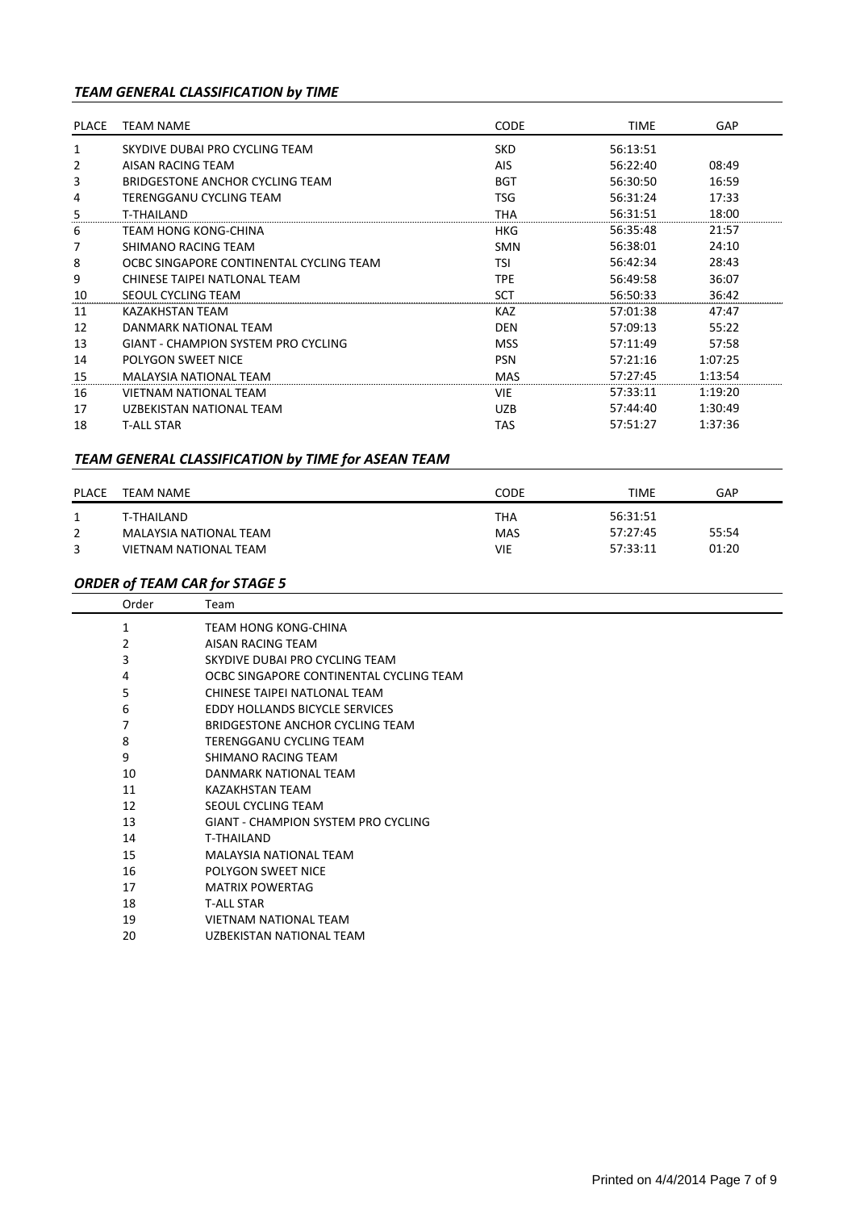### *TEAM GENERAL CLASSIFICATION by TIME*

| PLACE | TEAM NAME | CODE | TIME | GAP |
|---|---|---|---|---|
| 1 | SKYDIVE DUBAI PRO CYCLING TEAM | SKD | 56:13:51 | |
| 2 | AISAN RACING TEAM | AIS | 56:22:40 | 08:49 |
| 3 | BRIDGESTONE ANCHOR CYCLING TEAM | BGT | 56:30:50 | 16:59 |
| 4 | TERENGGANU CYCLING TEAM | TSG | 56:31:24 | 17:33 |
| 5 | T-THAILAND | THA | 56:31:51 | 18:00 |
| 6 | TEAM HONG KONG-CHINA | HKG | 56:35:48 | 21:57 |
| 7 | SHIMANO RACING TEAM | SMN | 56:38:01 | 24:10 |
| 8 | OCBC SINGAPORE CONTINENTAL CYCLING TEAM | TSI | 56:42:34 | 28:43 |
| 9 | CHINESE TAIPEI NATLONAL TEAM | TPE | 56:49:58 | 36:07 |
| 10 | SEOUL CYCLING TEAM | SCT | 56:50:33 | 36:42 |
| 11 | KAZAKHSTAN TEAM | KAZ | 57:01:38 | 47:47 |
| 12 | DANMARK NATIONAL TEAM | DEN | 57:09:13 | 55:22 |
| 13 | GIANT - CHAMPION SYSTEM PRO CYCLING | MSS | 57:11:49 | 57:58 |
| 14 | POLYGON SWEET NICE | PSN | 57:21:16 | 1:07:25 |
| 15 | MALAYSIA NATIONAL TEAM | MAS | 57:27:45 | 1:13:54 |
| 16 | VIETNAM NATIONAL TEAM | VIE | 57:33:11 | 1:19:20 |
| 17 | UZBEKISTAN NATIONAL TEAM | UZB | 57:44:40 | 1:30:49 |
| 18 | T-ALL STAR | TAS | 57:51:27 | 1:37:36 |

### *TEAM GENERAL CLASSIFICATION by TIME for ASEAN TEAM*

| PLACE | TEAM NAME | CODE | TIME | GAP |
|---|---|---|---|---|
| 1 | T-THAILAND | THA | 56:31:51 | |
| 2 | MALAYSIA NATIONAL TEAM | MAS | 57:27:45 | 55:54 |
| 3 | VIETNAM NATIONAL TEAM | VIE | 57:33:11 | 01:20 |

### *ORDER of TEAM CAR for STAGE 5*

| Order | Team |
|---|---|
| 1 | TEAM HONG KONG-CHINA |
| 2 | AISAN RACING TEAM |
| 3 | SKYDIVE DUBAI PRO CYCLING TEAM |
| 4 | OCBC SINGAPORE CONTINENTAL CYCLING TEAM |
| 5 | CHINESE TAIPEI NATLONAL TEAM |
| 6 | EDDY HOLLANDS BICYCLE SERVICES |
| 7 | BRIDGESTONE ANCHOR CYCLING TEAM |
| 8 | TERENGGANU CYCLING TEAM |
| 9 | SHIMANO RACING TEAM |
| 10 | DANMARK NATIONAL TEAM |
| 11 | KAZAKHSTAN TEAM |
| 12 | SEOUL CYCLING TEAM |
| 13 | GIANT - CHAMPION SYSTEM PRO CYCLING |
| 14 | T-THAILAND |
| 15 | MALAYSIA NATIONAL TEAM |
| 16 | POLYGON SWEET NICE |
| 17 | MATRIX POWERTAG |
| 18 | T-ALL STAR |
| 19 | VIETNAM NATIONAL TEAM |
| 20 | UZBEKISTAN NATIONAL TEAM |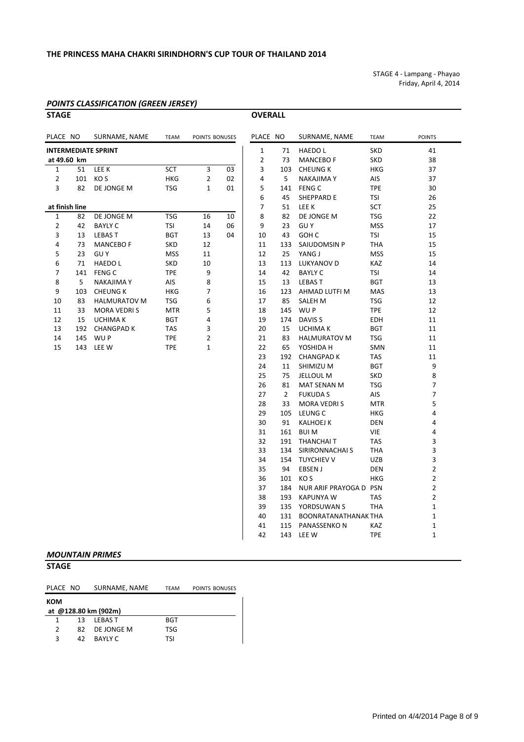# THE PRINCESS MAHA CHAKRI SIRINDHORN'S CUP TOUR OF THAILAND 2014

STAGE 4 - Lampang - Phayao
Friday, April 4, 2014

## *POINTS CLASSIFICATION (GREEN JERSEY)*

### STAGE

| PLACE | NO | SURNAME, NAME | TEAM | POINTS | BONUSES |
|---|---|---|---|---|---|
| **INTERMEDIATE SPRINT** | | | | | |
| **at 49.60 km** | | | | | |
| 1 | 51 | LEE K | SCT | 3 | 03 |
| 2 | 101 | KO S | HKG | 2 | 02 |
| 3 | 82 | DE JONGE M | TSG | 1 | 01 |
| **at finish line** | | | | | |
| 1 | 82 | DE JONGE M | TSG | 16 | 10 |
| 2 | 42 | BAYLY C | TSI | 14 | 06 |
| 3 | 13 | LEBAS T | BGT | 13 | 04 |
| 4 | 73 | MANCEBO F | SKD | 12 | |
| 5 | 23 | GU Y | MSS | 11 | |
| 6 | 71 | HAEDO L | SKD | 10 | |
| 7 | 141 | FENG C | TPE | 9 | |
| 8 | 5 | NAKAJIMA Y | AIS | 8 | |
| 9 | 103 | CHEUNG K | HKG | 7 | |
| 10 | 83 | HALMURATOV M | TSG | 6 | |
| 11 | 33 | MORA VEDRI S | MTR | 5 | |
| 12 | 15 | UCHIMA K | BGT | 4 | |
| 13 | 192 | CHANGPAD K | TAS | 3 | |
| 14 | 145 | WU P | TPE | 2 | |
| 15 | 143 | LEE W | TPE | 1 | |

### OVERALL

| PLACE | NO | SURNAME, NAME | TEAM | POINTS |
|---|---|---|---|---|
| 1 | 71 | HAEDO L | SKD | 41 |
| 2 | 73 | MANCEBO F | SKD | 38 |
| 3 | 103 | CHEUNG K | HKG | 37 |
| 4 | 5 | NAKAJIMA Y | AIS | 37 |
| 5 | 141 | FENG C | TPE | 30 |
| 6 | 45 | SHEPPARD E | TSI | 26 |
| 7 | 51 | LEE K | SCT | 25 |
| 8 | 82 | DE JONGE M | TSG | 22 |
| 9 | 23 | GU Y | MSS | 17 |
| 10 | 43 | GOH C | TSI | 15 |
| 11 | 133 | SAIUDOMSIN P | THA | 15 |
| 12 | 25 | YANG J | MSS | 15 |
| 13 | 113 | LUKYANOV D | KAZ | 14 |
| 14 | 42 | BAYLY C | TSI | 14 |
| 15 | 13 | LEBAS T | BGT | 13 |
| 16 | 123 | AHMAD LUTFI M | MAS | 13 |
| 17 | 85 | SALEH M | TSG | 12 |
| 18 | 145 | WU P | TPE | 12 |
| 19 | 174 | DAVIS S | EDH | 11 |
| 20 | 15 | UCHIMA K | BGT | 11 |
| 21 | 83 | HALMURATOV M | TSG | 11 |
| 22 | 65 | YOSHIDA H | SMN | 11 |
| 23 | 192 | CHANGPAD K | TAS | 11 |
| 24 | 11 | SHIMIZU M | BGT | 9 |
| 25 | 75 | JELLOUL M | SKD | 8 |
| 26 | 81 | MAT SENAN M | TSG | 7 |
| 27 | 2 | FUKUDA S | AIS | 7 |
| 28 | 33 | MORA VEDRI S | MTR | 5 |
| 29 | 105 | LEUNG C | HKG | 4 |
| 30 | 91 | KALHOEJ K | DEN | 4 |
| 31 | 161 | BUI M | VIE | 4 |
| 32 | 191 | THANCHAI T | TAS | 3 |
| 33 | 134 | SIRIRONNACHAI S | THA | 3 |
| 34 | 154 | TUYCHIEV V | UZB | 3 |
| 35 | 94 | EBSEN J | DEN | 2 |
| 36 | 101 | KO S | HKG | 2 |
| 37 | 184 | NUR ARIF PRAYOGA D | PSN | 2 |
| 38 | 193 | KAPUNYA W | TAS | 2 |
| 39 | 135 | YORDSUWAN S | THA | 1 |
| 40 | 131 | BOONRATANATHANAK | THA | 1 |
| 41 | 115 | PANASSENKO N | KAZ | 1 |
| 42 | 143 | LEE W | TPE | 1 |

## *MOUNTAIN PRIMES*

### STAGE

| PLACE | NO | SURNAME, NAME | TEAM | POINTS | BONUSES |
|---|---|---|---|---|---|
| **KOM** | | | | | |
| **at @128.80 km (902m)** | | | | | |
| 1 | 13 | LEBAS T | BGT | | |
| 2 | 82 | DE JONGE M | TSG | | |
| 3 | 42 | BAYLY C | TSI | | |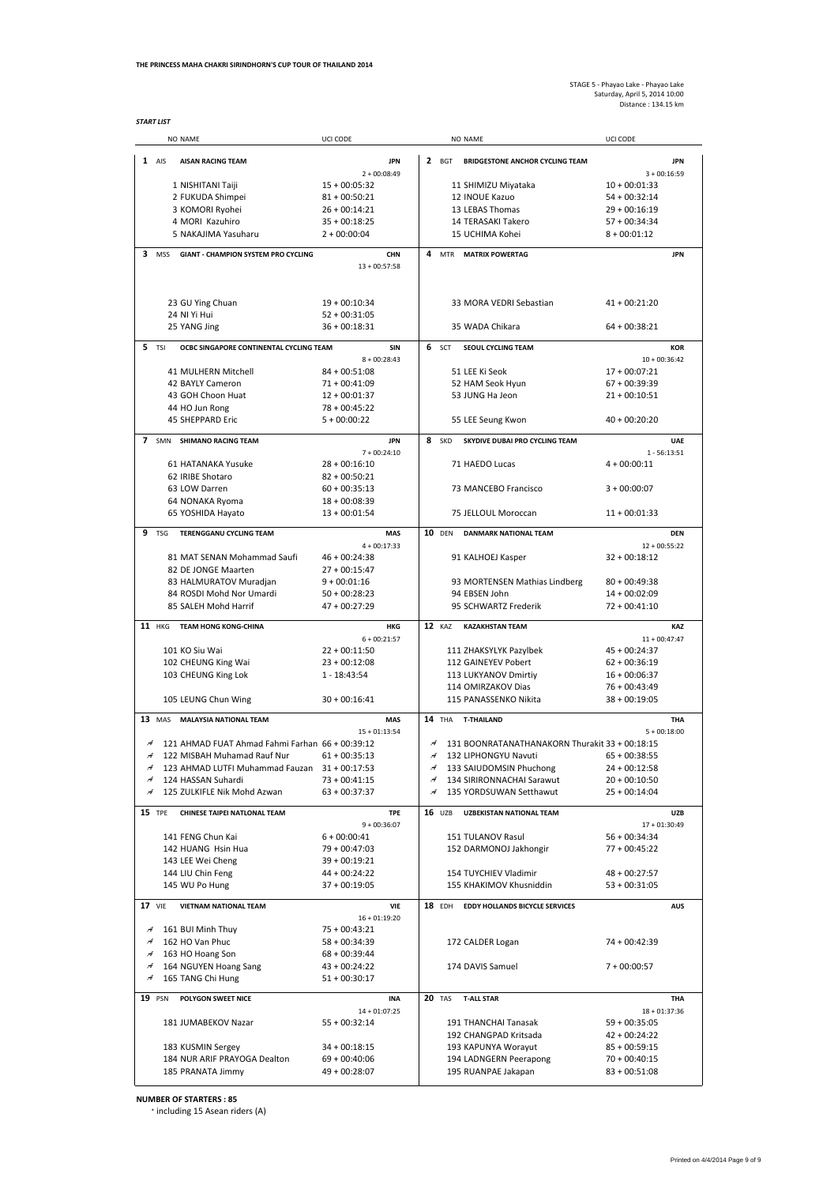**THE PRINCESS MAHA CHAKRI SIRINDHORN'S CUP TOUR OF THAILAND 2014**

STAGE 5 - Phayao Lake - Phayao Lake
Saturday, April 5, 2014 10:00
Distance : 134.15 km

***START LIST***

| NO | NAME | UCI CODE | NO | NAME | UCI CODE |
|---|---|---|---|---|---|
| **1** AIS | **AISAN RACING TEAM** | **JPN** 2 + 00:08:49 | **2** BGT | **BRIDGESTONE ANCHOR CYCLING TEAM** | **JPN** 3 + 00:16:59 |
| 1 | NISHITANI Taiji | 15 + 00:05:32 | 11 | SHIMIZU Miyataka | 10 + 00:01:33 |
| 2 | FUKUDA Shimpei | 81 + 00:50:21 | 12 | INOUE Kazuo | 54 + 00:32:14 |
| 3 | KOMORI Ryohei | 26 + 00:14:21 | 13 | LEBAS Thomas | 29 + 00:16:19 |
| 4 | MORI Kazuhiro | 35 + 00:18:25 | 14 | TERASAKI Takero | 57 + 00:34:34 |
| 5 | NAKAJIMA Yasuharu | 2 + 00:00:04 | 15 | UCHIMA Kohei | 8 + 00:01:12 |
| **3** MSS | **GIANT - CHAMPION SYSTEM PRO CYCLING** | **CHN** 13 + 00:57:58 | **4** MTR | **MATRIX POWERTAG** | **JPN** |
| 23 | GU Ying Chuan | 19 + 00:10:34 | 33 | MORA VEDRI Sebastian | 41 + 00:21:20 |
| 24 | NI Yi Hui | 52 + 00:31:05 | | | |
| 25 | YANG Jing | 36 + 00:18:31 | 35 | WADA Chikara | 64 + 00:38:21 |
| **5** TSI | **OCBC SINGAPORE CONTINENTAL CYCLING TEAM** | **SIN** 8 + 00:28:43 | **6** SCT | **SEOUL CYCLING TEAM** | **KOR** 10 + 00:36:42 |
| 41 | MULHERN Mitchell | 84 + 00:51:08 | 51 | LEE Ki Seok | 17 + 00:07:21 |
| 42 | BAYLY Cameron | 71 + 00:41:09 | 52 | HAM Seok Hyun | 67 + 00:39:39 |
| 43 | GOH Choon Huat | 12 + 00:01:37 | 53 | JUNG Ha Jeon | 21 + 00:10:51 |
| 44 | HO Jun Rong | 78 + 00:45:22 | | | |
| 45 | SHEPPARD Eric | 5 + 00:00:22 | 55 | LEE Seung Kwon | 40 + 00:20:20 |
| **7** SMN | **SHIMANO RACING TEAM** | **JPN** 7 + 00:24:10 | **8** SKD | **SKYDIVE DUBAI PRO CYCLING TEAM** | **UAE** 1 - 56:13:51 |
| 61 | HATANAKA Yusuke | 28 + 00:16:10 | 71 | HAEDO Lucas | 4 + 00:00:11 |
| 62 | IRIBE Shotaro | 82 + 00:50:21 | | | |
| 63 | LOW Darren | 60 + 00:35:13 | 73 | MANCEBO Francisco | 3 + 00:00:07 |
| 64 | NONAKA Ryoma | 18 + 00:08:39 | | | |
| 65 | YOSHIDA Hayato | 13 + 00:01:54 | 75 | JELLOUL Moroccan | 11 + 00:01:33 |
| **9** TSG | **TERENGGANU CYCLING TEAM** | **MAS** 4 + 00:17:33 | **10** DEN | **DANMARK NATIONAL TEAM** | **DEN** 12 + 00:55:22 |
| 81 | MAT SENAN Mohammad Saufi | 46 + 00:24:38 | 91 | KALHOEJ Kasper | 32 + 00:18:12 |
| 82 | DE JONGE Maarten | 27 + 00:15:47 | | | |
| 83 | HALMURATOV Muradjan | 9 + 00:01:16 | 93 | MORTENSEN Mathias Lindberg | 80 + 00:49:38 |
| 84 | ROSDI Mohd Nor Umardi | 50 + 00:28:23 | 94 | EBSEN John | 14 + 00:02:09 |
| 85 | SALEH Mohd Harrif | 47 + 00:27:29 | 95 | SCHWARTZ Frederik | 72 + 00:41:10 |
| **11** HKG | **TEAM HONG KONG-CHINA** | **HKG** 6 + 00:21:57 | **12** KAZ | **KAZAKHSTAN TEAM** | **KAZ** 11 + 00:47:47 |
| 101 | KO Siu Wai | 22 + 00:11:50 | 111 | ZHAKSYLYK Pazylbek | 45 + 00:24:37 |
| 102 | CHEUNG King Wai | 23 + 00:12:08 | 112 | GAINEYEV Pobert | 62 + 00:36:19 |
| 103 | CHEUNG King Lok | 1 - 18:43:54 | 113 | LUKYANOV Dmirtiy | 16 + 00:06:37 |
| | | | 114 | OMIRZAKOV Dias | 76 + 00:43:49 |
| 105 | LEUNG Chun Wing | 30 + 00:16:41 | 115 | PANASSENKO Nikita | 38 + 00:19:05 |
| **13** MAS | **MALAYSIA NATIONAL TEAM** | **MAS** 15 + 01:13:54 | **14** THA | **T-THAILAND** | **THA** 5 + 00:18:00 |
| A 121 | AHMAD FUAT Ahmad Fahmi Farhan | 66 + 00:39:12 | A 131 | BOONRATANATHANAKORN Thurakit | 33 + 00:18:15 |
| A 122 | MISBAH Muhamad Rauf Nur | 61 + 00:35:13 | A 132 | LIPHONGYU Navuti | 65 + 00:38:55 |
| A 123 | AHMAD LUTFI Muhammad Fauzan | 31 + 00:17:53 | A 133 | SAIUDOMSIN Phuchong | 24 + 00:12:58 |
| A 124 | HASSAN Suhardi | 73 + 00:41:15 | A 134 | SIRIRONNACHAI Sarawut | 20 + 00:10:50 |
| A 125 | ZULKIFLE Nik Mohd Azwan | 63 + 00:37:37 | A 135 | YORDSUWAN Setthawut | 25 + 00:14:04 |
| **15** TPE | **CHINESE TAIPEI NATLONAL TEAM** | **TPE** 9 + 00:36:07 | **16** UZB | **UZBEKISTAN NATIONAL TEAM** | **UZB** 17 + 01:30:49 |
| 141 | FENG Chun Kai | 6 + 00:00:41 | 151 | TULANOV Rasul | 56 + 00:34:34 |
| 142 | HUANG Hsin Hua | 79 + 00:47:03 | 152 | DARMONOJ Jakhongir | 77 + 00:45:22 |
| 143 | LEE Wei Cheng | 39 + 00:19:21 | | | |
| 144 | LIU Chin Feng | 44 + 00:24:22 | 154 | TUYCHIEV Vladimir | 48 + 00:27:57 |
| 145 | WU Po Hung | 37 + 00:19:05 | 155 | KHAKIMOV Khusniddin | 53 + 00:31:05 |
| **17** VIE | **VIETNAM NATIONAL TEAM** | **VIE** 16 + 01:19:20 | **18** EDH | **EDDY HOLLANDS BICYCLE SERVICES** | **AUS** |
| A 161 | BUI Minh Thuy | 75 + 00:43:21 | | | |
| A 162 | HO Van Phuc | 58 + 00:34:39 | 172 | CALDER Logan | 74 + 00:42:39 |
| A 163 | HO Hoang Son | 68 + 00:39:44 | | | |
| A 164 | NGUYEN Hoang Sang | 43 + 00:24:22 | 174 | DAVIS Samuel | 7 + 00:00:57 |
| A 165 | TANG Chi Hung | 51 + 00:30:17 | | | |
| **19** PSN | **POLYGON SWEET NICE** | **INA** 14 + 01:07:25 | **20** TAS | **T-ALL STAR** | **THA** 18 + 01:37:36 |
| 181 | JUMABEKOV Nazar | 55 + 00:32:14 | 191 | THANCHAI Tanasak | 59 + 00:35:05 |
| | | | 192 | CHANGPAD Kritsada | 42 + 00:24:22 |
| 183 | KUSMIN Sergey | 34 + 00:18:15 | 193 | KAPUNYA Worayut | 85 + 00:59:15 |
| 184 | NUR ARIF PRAYOGA Dealton | 69 + 00:40:06 | 194 | LADNGERN Peerapong | 70 + 00:40:15 |
| 185 | PRANATA Jimmy | 49 + 00:28:07 | 195 | RUANPAE Jakapan | 83 + 00:51:08 |

**NUMBER OF STARTERS : 85**

* including 15 Asean riders (A)